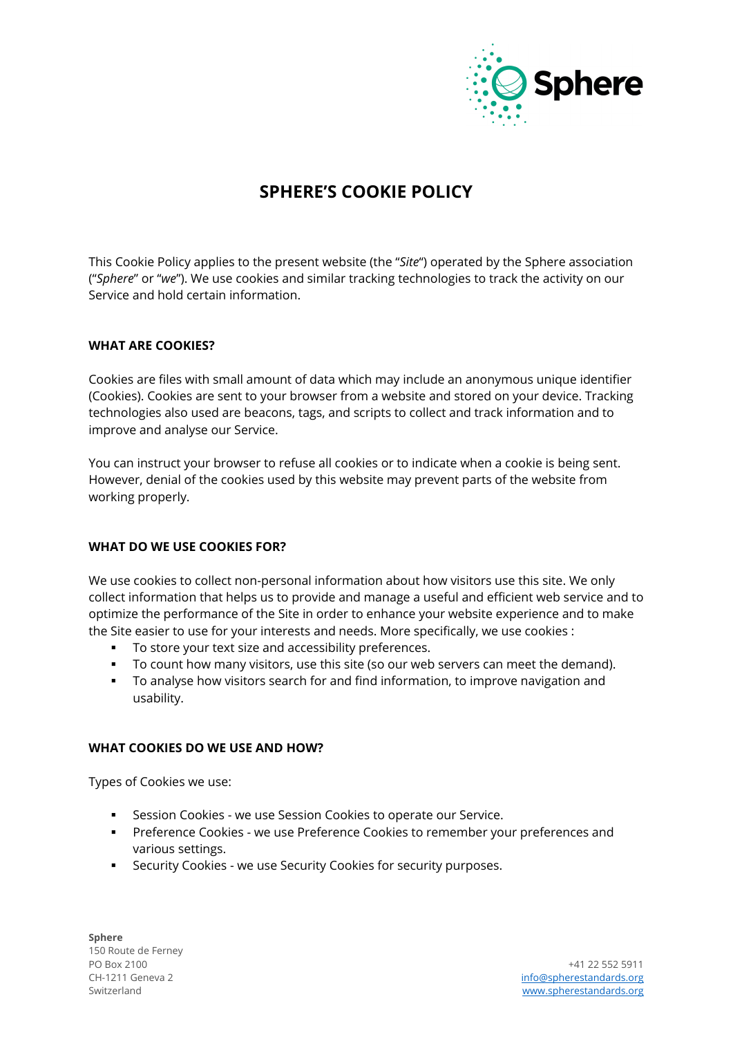# SPHERE'S COOKIE POLICY

This Cookie Policy applies to the present website (the "*Site*") operated by the Sphere association ("*Sphere*" or "*we*"). We use cookies and similar tracking technologies to track the activity on our Service and hold certain information.

## WHAT ARE COOKIES?

Cookies are files with small amount of data which may include an anonymous unique identifier (Cookies). Cookies are sent to your browser from a website and stored on your device. Tracking technologies also used are beacons, tags, and scripts to collect and track information and to improve and analyse our Service.

You can instruct your browser to refuse all cookies or to indicate when a cookie is being sent. However, denial of the cookies used by this website may prevent parts of the website from working properly.

## WHAT DO WE USE COOKIES FOR?

We use cookies to collect non-personal information about how visitors use this site. We only collect information that helps us to provide and manage a useful and efficient web service and to optimize the performance of the Site in order to enhance your website experience and to make the Site easier to use for your interests and needs. More specifically, we use cookies :

- To store your text size and accessibility preferences.
- To count how many visitors, use this site (so our web servers can meet the demand).
- To analyse how visitors search for and find information, to improve navigation and usability.

## WHAT COOKIES DO WE USE AND HOW?

Types of Cookies we use:

- Session Cookies - we use Session Cookies to operate our Service.
- Preference Cookies - we use Preference Cookies to remember your preferences and various settings.
- Security Cookies - we use Security Cookies for security purposes.

**Sphere**
150 Route de Ferney
PO Box 2100
CH-1211 Geneva 2
Switzerland

+41 22 552 5911
info@spherestandards.org
www.spherestandards.org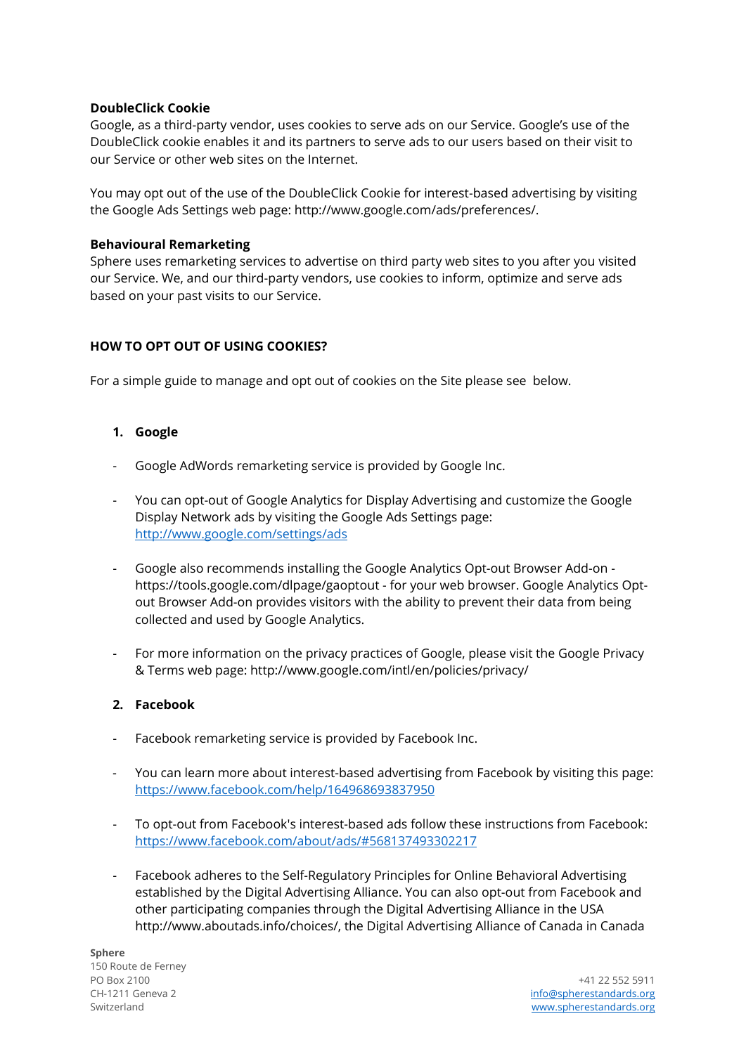**DoubleClick Cookie**

Google, as a third-party vendor, uses cookies to serve ads on our Service. Google's use of the DoubleClick cookie enables it and its partners to serve ads to our users based on their visit to our Service or other web sites on the Internet.

You may opt out of the use of the DoubleClick Cookie for interest-based advertising by visiting the Google Ads Settings web page: http://www.google.com/ads/preferences/.

**Behavioural Remarketing**

Sphere uses remarketing services to advertise on third party web sites to you after you visited our Service. We, and our third-party vendors, use cookies to inform, optimize and serve ads based on your past visits to our Service.

**HOW TO OPT OUT OF USING COOKIES?**

For a simple guide to manage and opt out of cookies on the Site please see below.

1. **Google**

- Google AdWords remarketing service is provided by Google Inc.
- You can opt-out of Google Analytics for Display Advertising and customize the Google Display Network ads by visiting the Google Ads Settings page: [http://www.google.com/settings/ads](http://www.google.com/settings/ads)
- Google also recommends installing the Google Analytics Opt-out Browser Add-on - https://tools.google.com/dlpage/gaoptout - for your web browser. Google Analytics Opt-out Browser Add-on provides visitors with the ability to prevent their data from being collected and used by Google Analytics.
- For more information on the privacy practices of Google, please visit the Google Privacy & Terms web page: http://www.google.com/intl/en/policies/privacy/

2. **Facebook**

- Facebook remarketing service is provided by Facebook Inc.
- You can learn more about interest-based advertising from Facebook by visiting this page: [https://www.facebook.com/help/164968693837950](https://www.facebook.com/help/164968693837950)
- To opt-out from Facebook's interest-based ads follow these instructions from Facebook: [https://www.facebook.com/about/ads/#568137493302217](https://www.facebook.com/about/ads/#568137493302217)
- Facebook adheres to the Self-Regulatory Principles for Online Behavioral Advertising established by the Digital Advertising Alliance. You can also opt-out from Facebook and other participating companies through the Digital Advertising Alliance in the USA http://www.aboutads.info/choices/, the Digital Advertising Alliance of Canada in Canada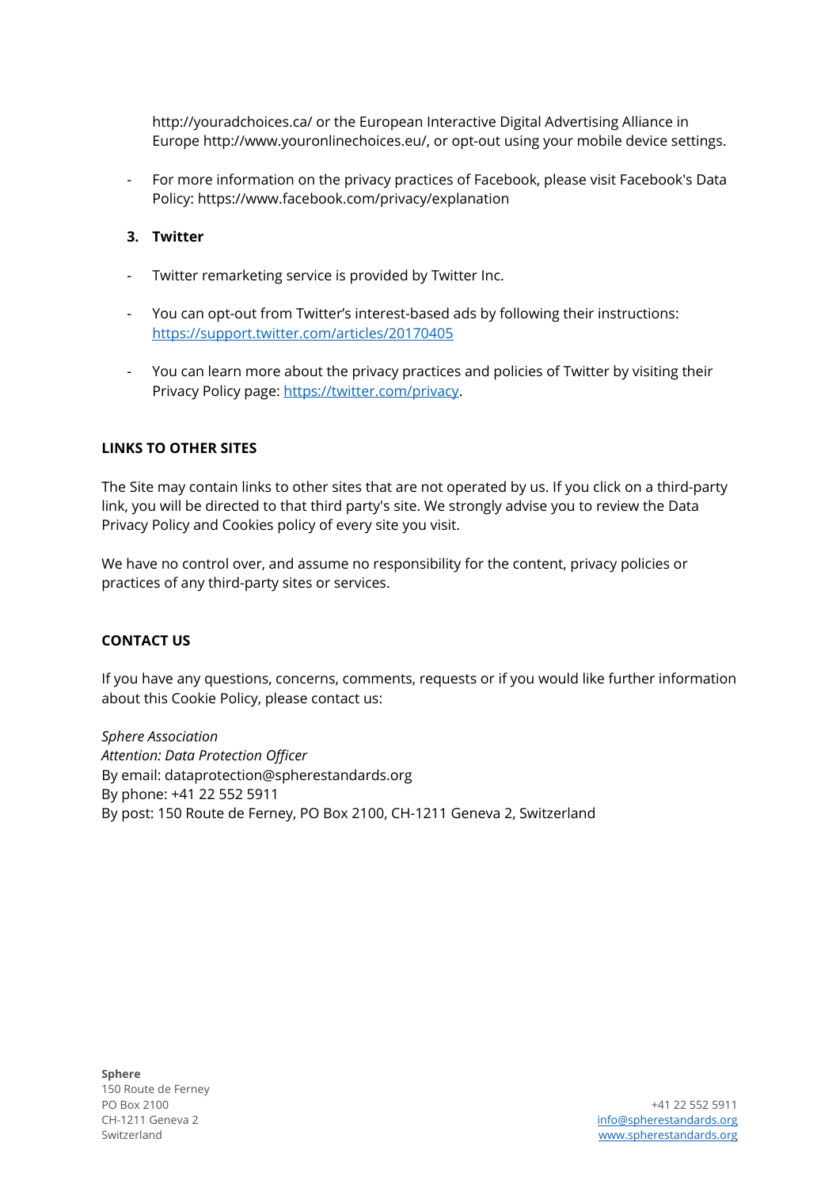http://youradchoices.ca/ or the European Interactive Digital Advertising Alliance in Europe http://www.youronlinechoices.eu/, or opt-out using your mobile device settings.

- For more information on the privacy practices of Facebook, please visit Facebook's Data Policy: https://www.facebook.com/privacy/explanation

**3. Twitter**

- Twitter remarketing service is provided by Twitter Inc.
- You can opt-out from Twitter's interest-based ads by following their instructions: [https://support.twitter.com/articles/20170405](https://support.twitter.com/articles/20170405)
- You can learn more about the privacy practices and policies of Twitter by visiting their Privacy Policy page: [https://twitter.com/privacy](https://twitter.com/privacy).

## LINKS TO OTHER SITES

The Site may contain links to other sites that are not operated by us. If you click on a third-party link, you will be directed to that third party's site. We strongly advise you to review the Data Privacy Policy and Cookies policy of every site you visit.

We have no control over, and assume no responsibility for the content, privacy policies or practices of any third-party sites or services.

## CONTACT US

If you have any questions, concerns, comments, requests or if you would like further information about this Cookie Policy, please contact us:

*Sphere Association*
*Attention: Data Protection Officer*
By email: dataprotection@spherestandards.org
By phone: +41 22 552 5911
By post: 150 Route de Ferney, PO Box 2100, CH-1211 Geneva 2, Switzerland